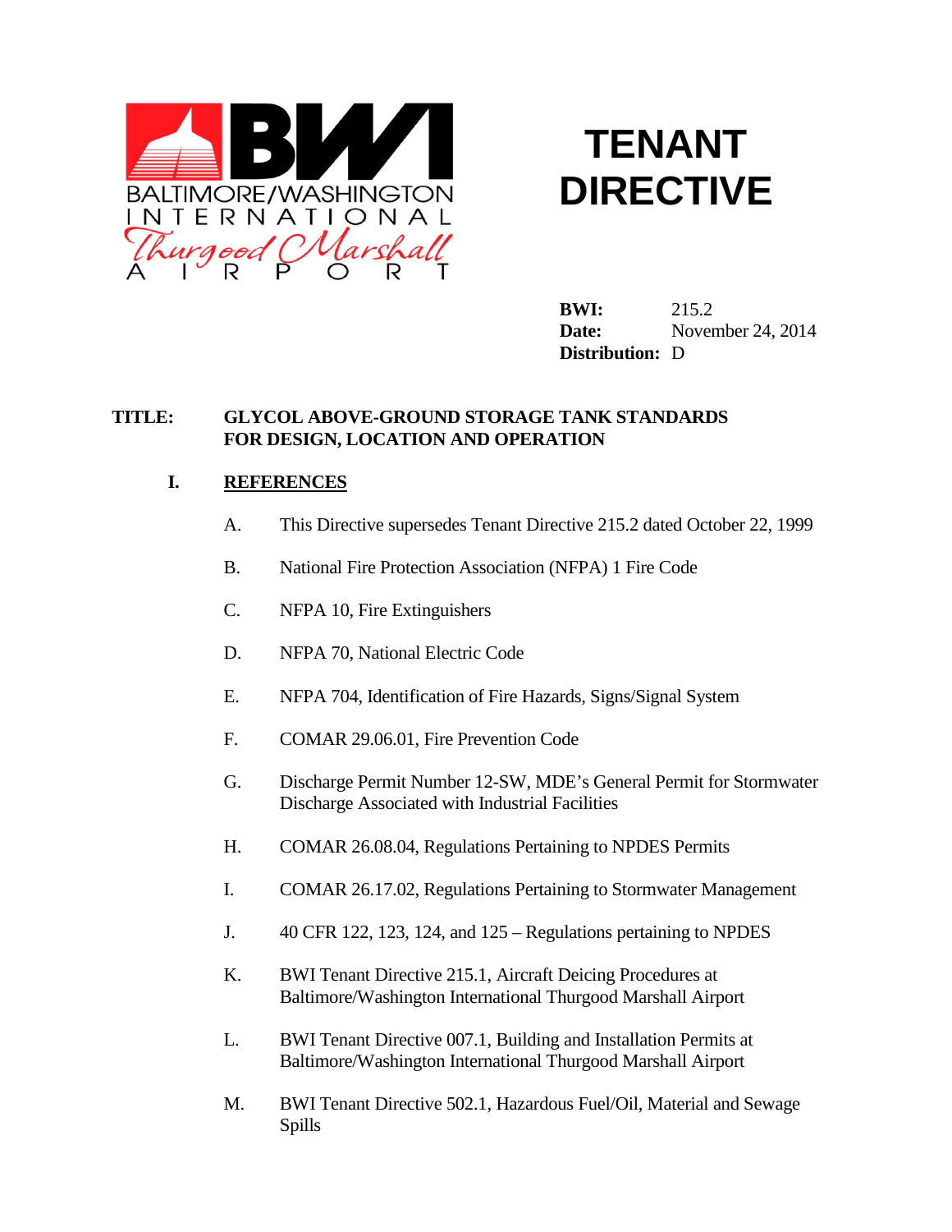# TENANT DIRECTIVE

**BWI:** 215.2
**Date:** November 24, 2014
**Distribution:** D

**TITLE: GLYCOL ABOVE-GROUND STORAGE TANK STANDARDS FOR DESIGN, LOCATION AND OPERATION**

## I. REFERENCES

A. This Directive supersedes Tenant Directive 215.2 dated October 22, 1999

B. National Fire Protection Association (NFPA) 1 Fire Code

C. NFPA 10, Fire Extinguishers

D. NFPA 70, National Electric Code

E. NFPA 704, Identification of Fire Hazards, Signs/Signal System

F. COMAR 29.06.01, Fire Prevention Code

G. Discharge Permit Number 12-SW, MDE's General Permit for Stormwater Discharge Associated with Industrial Facilities

H. COMAR 26.08.04, Regulations Pertaining to NPDES Permits

I. COMAR 26.17.02, Regulations Pertaining to Stormwater Management

J. 40 CFR 122, 123, 124, and 125 – Regulations pertaining to NPDES

K. BWI Tenant Directive 215.1, Aircraft Deicing Procedures at Baltimore/Washington International Thurgood Marshall Airport

L. BWI Tenant Directive 007.1, Building and Installation Permits at Baltimore/Washington International Thurgood Marshall Airport

M. BWI Tenant Directive 502.1, Hazardous Fuel/Oil, Material and Sewage Spills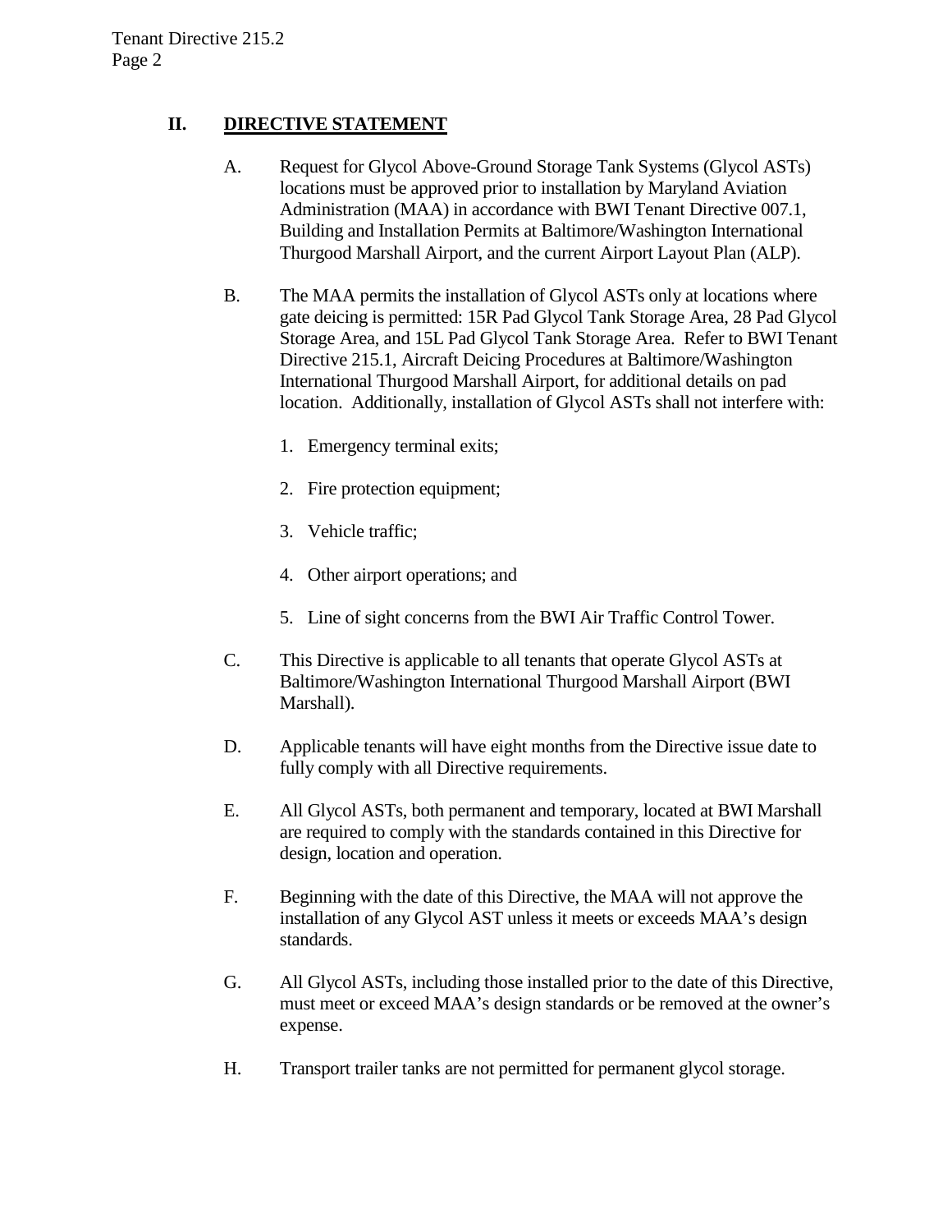## II. DIRECTIVE STATEMENT

A. Request for Glycol Above-Ground Storage Tank Systems (Glycol ASTs) locations must be approved prior to installation by Maryland Aviation Administration (MAA) in accordance with BWI Tenant Directive 007.1, Building and Installation Permits at Baltimore/Washington International Thurgood Marshall Airport, and the current Airport Layout Plan (ALP).

B. The MAA permits the installation of Glycol ASTs only at locations where gate deicing is permitted: 15R Pad Glycol Tank Storage Area, 28 Pad Glycol Storage Area, and 15L Pad Glycol Tank Storage Area. Refer to BWI Tenant Directive 215.1, Aircraft Deicing Procedures at Baltimore/Washington International Thurgood Marshall Airport, for additional details on pad location. Additionally, installation of Glycol ASTs shall not interfere with:

1. Emergency terminal exits;
2. Fire protection equipment;
3. Vehicle traffic;
4. Other airport operations; and
5. Line of sight concerns from the BWI Air Traffic Control Tower.

C. This Directive is applicable to all tenants that operate Glycol ASTs at Baltimore/Washington International Thurgood Marshall Airport (BWI Marshall).

D. Applicable tenants will have eight months from the Directive issue date to fully comply with all Directive requirements.

E. All Glycol ASTs, both permanent and temporary, located at BWI Marshall are required to comply with the standards contained in this Directive for design, location and operation.

F. Beginning with the date of this Directive, the MAA will not approve the installation of any Glycol AST unless it meets or exceeds MAA's design standards.

G. All Glycol ASTs, including those installed prior to the date of this Directive, must meet or exceed MAA's design standards or be removed at the owner's expense.

H. Transport trailer tanks are not permitted for permanent glycol storage.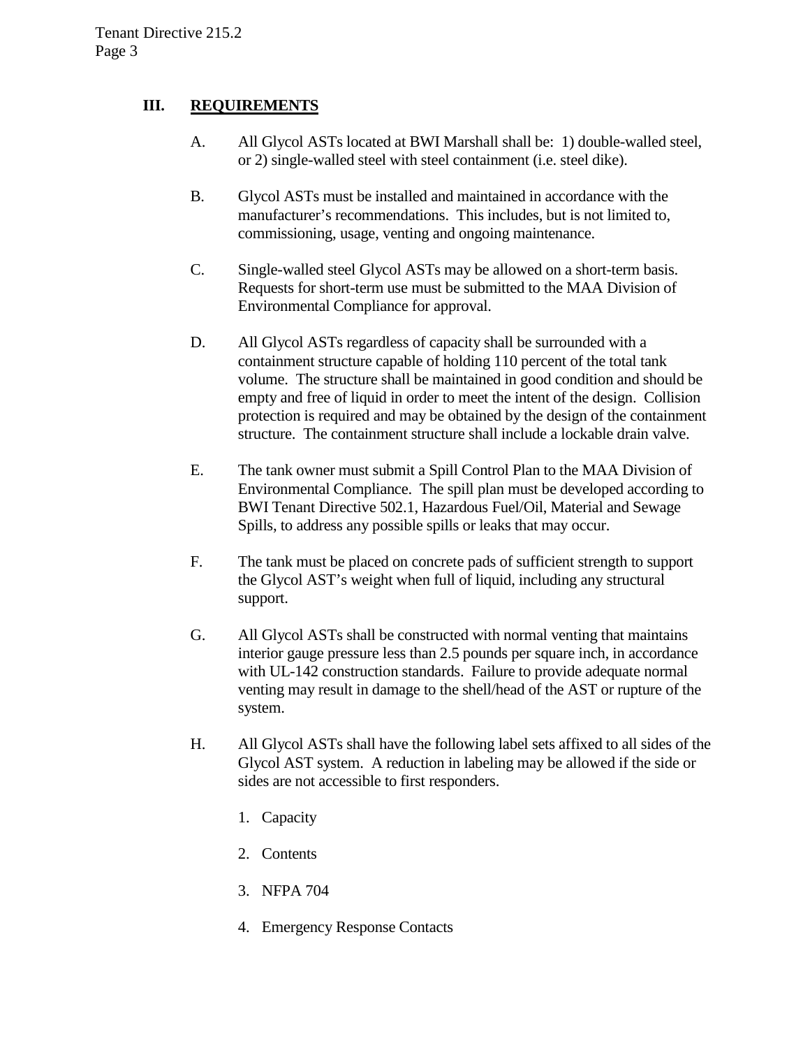## III. REQUIREMENTS

A. All Glycol ASTs located at BWI Marshall shall be: 1) double-walled steel, or 2) single-walled steel with steel containment (i.e. steel dike).

B. Glycol ASTs must be installed and maintained in accordance with the manufacturer's recommendations. This includes, but is not limited to, commissioning, usage, venting and ongoing maintenance.

C. Single-walled steel Glycol ASTs may be allowed on a short-term basis. Requests for short-term use must be submitted to the MAA Division of Environmental Compliance for approval.

D. All Glycol ASTs regardless of capacity shall be surrounded with a containment structure capable of holding 110 percent of the total tank volume. The structure shall be maintained in good condition and should be empty and free of liquid in order to meet the intent of the design. Collision protection is required and may be obtained by the design of the containment structure. The containment structure shall include a lockable drain valve.

E. The tank owner must submit a Spill Control Plan to the MAA Division of Environmental Compliance. The spill plan must be developed according to BWI Tenant Directive 502.1, Hazardous Fuel/Oil, Material and Sewage Spills, to address any possible spills or leaks that may occur.

F. The tank must be placed on concrete pads of sufficient strength to support the Glycol AST's weight when full of liquid, including any structural support.

G. All Glycol ASTs shall be constructed with normal venting that maintains interior gauge pressure less than 2.5 pounds per square inch, in accordance with UL-142 construction standards. Failure to provide adequate normal venting may result in damage to the shell/head of the AST or rupture of the system.

H. All Glycol ASTs shall have the following label sets affixed to all sides of the Glycol AST system. A reduction in labeling may be allowed if the side or sides are not accessible to first responders.

1. Capacity
2. Contents
3. NFPA 704
4. Emergency Response Contacts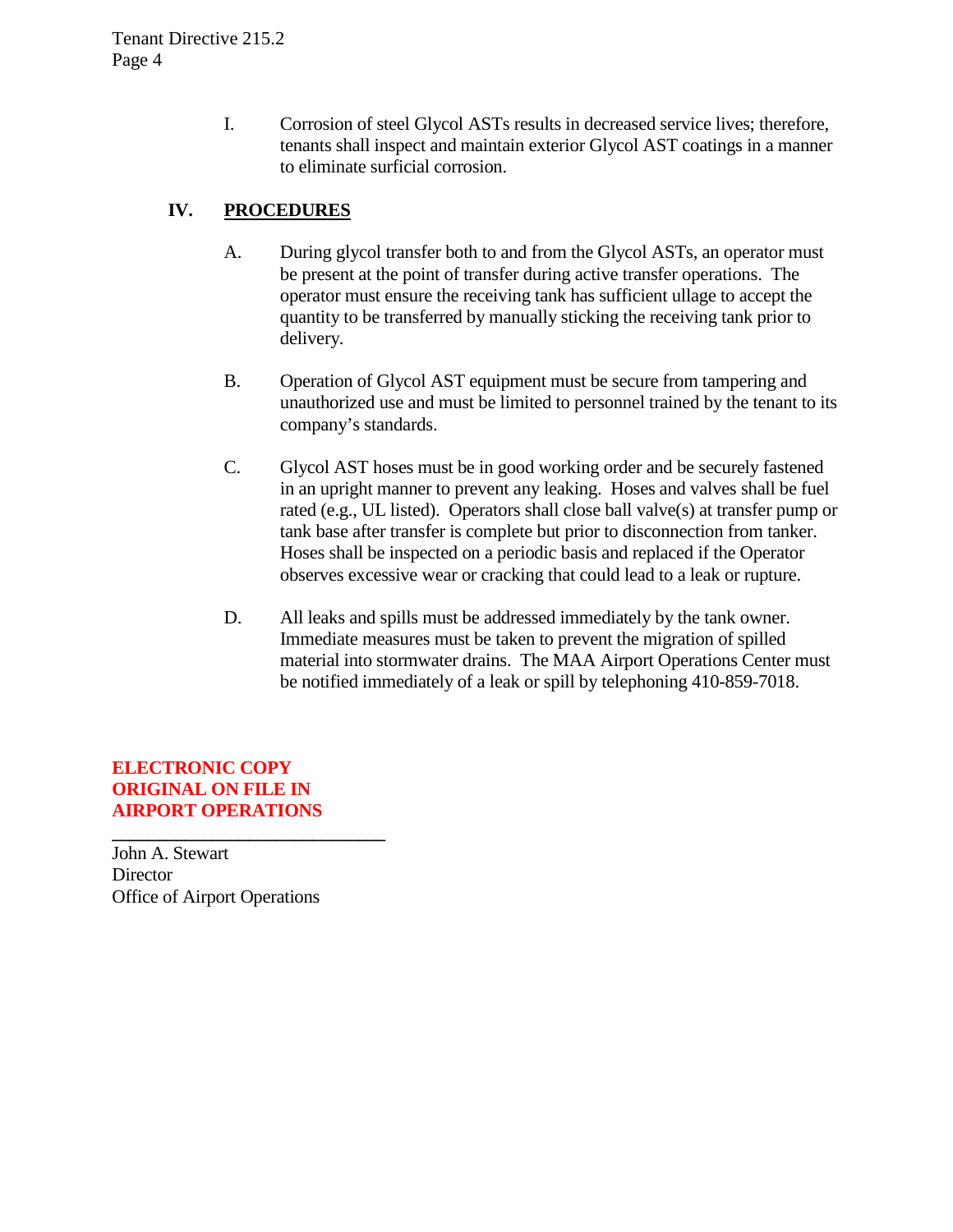I. Corrosion of steel Glycol ASTs results in decreased service lives; therefore, tenants shall inspect and maintain exterior Glycol AST coatings in a manner to eliminate surficial corrosion.

## IV. PROCEDURES

A. During glycol transfer both to and from the Glycol ASTs, an operator must be present at the point of transfer during active transfer operations. The operator must ensure the receiving tank has sufficient ullage to accept the quantity to be transferred by manually sticking the receiving tank prior to delivery.

B. Operation of Glycol AST equipment must be secure from tampering and unauthorized use and must be limited to personnel trained by the tenant to its company's standards.

C. Glycol AST hoses must be in good working order and be securely fastened in an upright manner to prevent any leaking. Hoses and valves shall be fuel rated (e.g., UL listed). Operators shall close ball valve(s) at transfer pump or tank base after transfer is complete but prior to disconnection from tanker. Hoses shall be inspected on a periodic basis and replaced if the Operator observes excessive wear or cracking that could lead to a leak or rupture.

D. All leaks and spills must be addressed immediately by the tank owner. Immediate measures must be taken to prevent the migration of spilled material into stormwater drains. The MAA Airport Operations Center must be notified immediately of a leak or spill by telephoning 410-859-7018.

**ELECTRONIC COPY**
**ORIGINAL ON FILE IN**
**AIRPORT OPERATIONS**

\_\_\_\_\_\_\_\_\_\_\_\_\_\_\_\_\_\_\_\_\_\_\_\_\_\_\_\_\_\_

John A. Stewart
Director
Office of Airport Operations